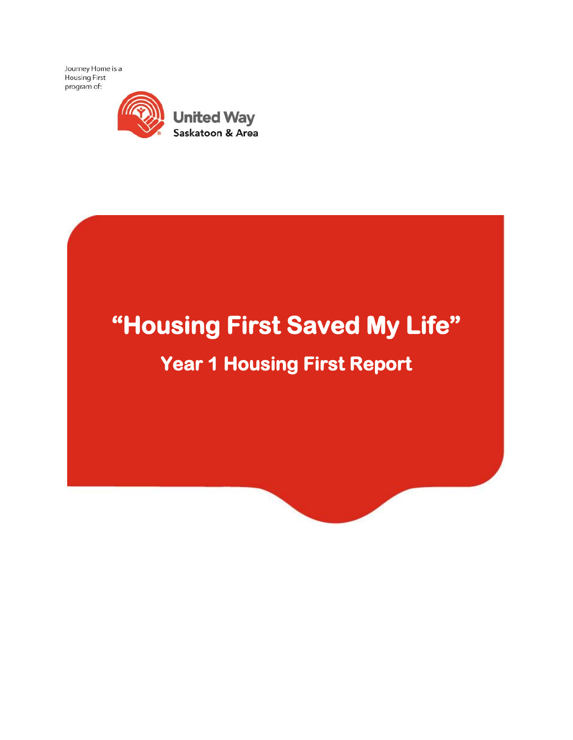Journey Home is a Housing First program of:

United Way Saskatoon & Area

# "Housing First Saved My Life"

## Year 1 Housing First Report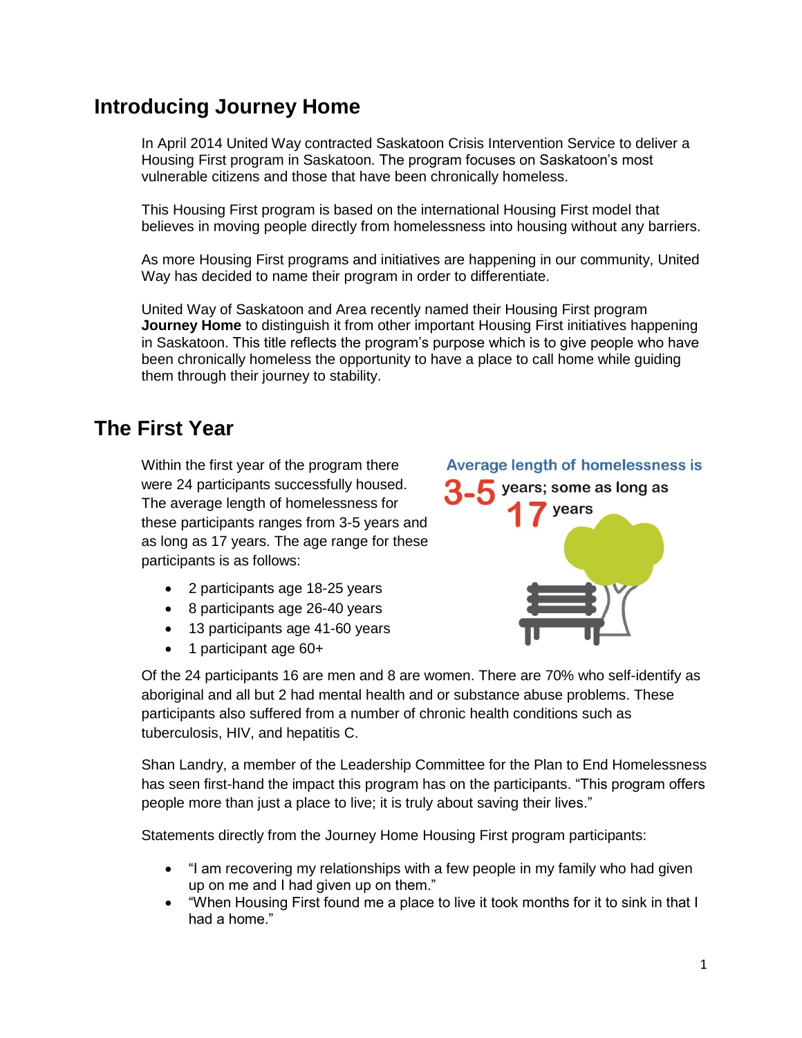## Introducing Journey Home

In April 2014 United Way contracted Saskatoon Crisis Intervention Service to deliver a Housing First program in Saskatoon. The program focuses on Saskatoon's most vulnerable citizens and those that have been chronically homeless.

This Housing First program is based on the international Housing First model that believes in moving people directly from homelessness into housing without any barriers.

As more Housing First programs and initiatives are happening in our community, United Way has decided to name their program in order to differentiate.

United Way of Saskatoon and Area recently named their Housing First program **Journey Home** to distinguish it from other important Housing First initiatives happening in Saskatoon. This title reflects the program's purpose which is to give people who have been chronically homeless the opportunity to have a place to call home while guiding them through their journey to stability.

## The First Year

Within the first year of the program there were 24 participants successfully housed. The average length of homelessness for these participants ranges from 3-5 years and as long as 17 years. The age range for these participants is as follows:

- 2 participants age 18-25 years
- 8 participants age 26-40 years
- 13 participants age 41-60 years
- 1 participant age 60+

Average length of homelessness is 3-5 years; some as long as 17 years

Of the 24 participants 16 are men and 8 are women. There are 70% who self-identify as aboriginal and all but 2 had mental health and or substance abuse problems. These participants also suffered from a number of chronic health conditions such as tuberculosis, HIV, and hepatitis C.

Shan Landry, a member of the Leadership Committee for the Plan to End Homelessness has seen first-hand the impact this program has on the participants. "This program offers people more than just a place to live; it is truly about saving their lives."

Statements directly from the Journey Home Housing First program participants:

- "I am recovering my relationships with a few people in my family who had given up on me and I had given up on them."
- "When Housing First found me a place to live it took months for it to sink in that I had a home."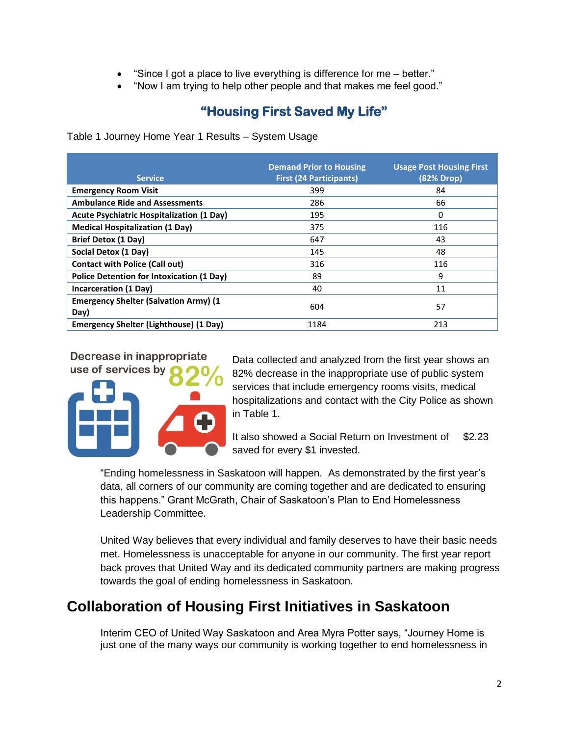- "Since I got a place to live everything is difference for me – better."
- "Now I am trying to help other people and that makes me feel good."

## "Housing First Saved My Life"

Table 1 Journey Home Year 1 Results – System Usage

| Service | Demand Prior to Housing First (24 Participants) | Usage Post Housing First (82% Drop) |
|---|---|---|
| **Emergency Room Visit** | 399 | 84 |
| **Ambulance Ride and Assessments** | 286 | 66 |
| **Acute Psychiatric Hospitalization (1 Day)** | 195 | 0 |
| **Medical Hospitalization (1 Day)** | 375 | 116 |
| **Brief Detox (1 Day)** | 647 | 43 |
| **Social Detox (1 Day)** | 145 | 48 |
| **Contact with Police (Call out)** | 316 | 116 |
| **Police Detention for Intoxication (1 Day)** | 89 | 9 |
| **Incarceration (1 Day)** | 40 | 11 |
| **Emergency Shelter (Salvation Army) (1 Day)** | 604 | 57 |
| **Emergency Shelter (Lighthouse) (1 Day)** | 1184 | 213 |

Decrease in inappropriate use of services by 82%

Data collected and analyzed from the first year shows an 82% decrease in the inappropriate use of public system services that include emergency rooms visits, medical hospitalizations and contact with the City Police as shown in Table 1.

It also showed a Social Return on Investment of $2.23 saved for every $1 invested.

"Ending homelessness in Saskatoon will happen. As demonstrated by the first year's data, all corners of our community are coming together and are dedicated to ensuring this happens." Grant McGrath, Chair of Saskatoon's Plan to End Homelessness Leadership Committee.

United Way believes that every individual and family deserves to have their basic needs met. Homelessness is unacceptable for anyone in our community. The first year report back proves that United Way and its dedicated community partners are making progress towards the goal of ending homelessness in Saskatoon.

# Collaboration of Housing First Initiatives in Saskatoon

Interim CEO of United Way Saskatoon and Area Myra Potter says, "Journey Home is just one of the many ways our community is working together to end homelessness in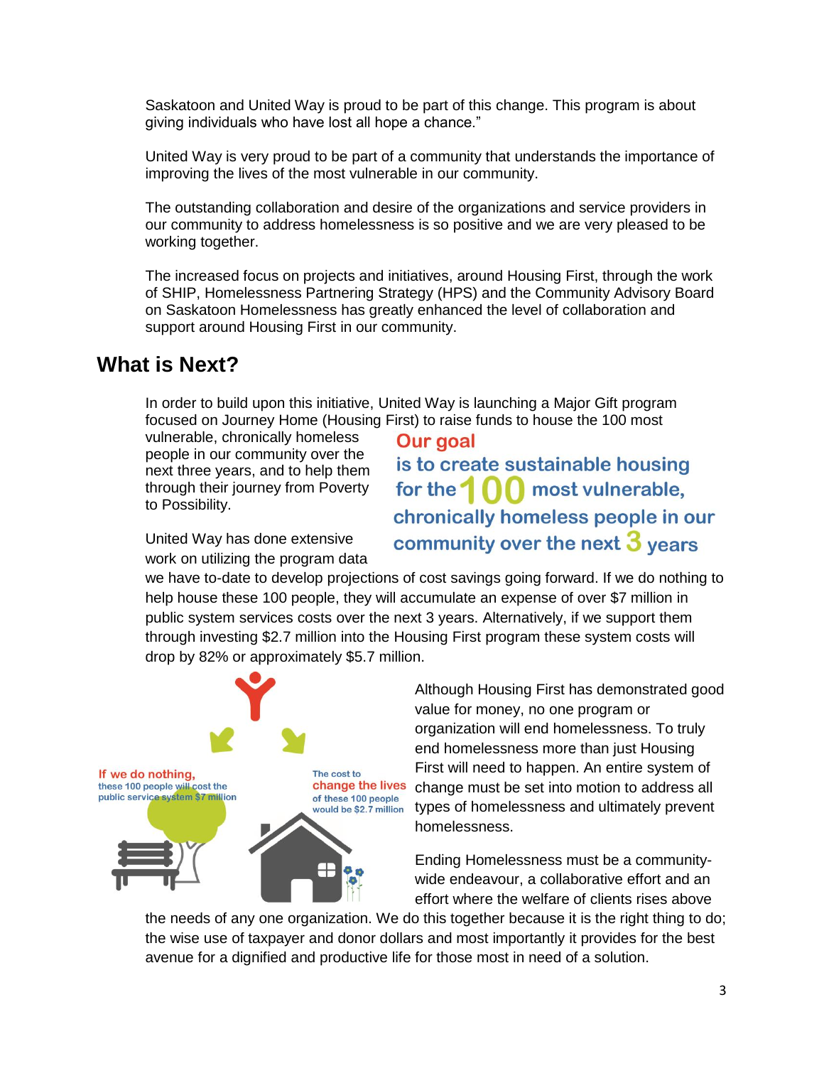Saskatoon and United Way is proud to be part of this change. This program is about giving individuals who have lost all hope a chance."

United Way is very proud to be part of a community that understands the importance of improving the lives of the most vulnerable in our community.

The outstanding collaboration and desire of the organizations and service providers in our community to address homelessness is so positive and we are very pleased to be working together.

The increased focus on projects and initiatives, around Housing First, through the work of SHIP, Homelessness Partnering Strategy (HPS) and the Community Advisory Board on Saskatoon Homelessness has greatly enhanced the level of collaboration and support around Housing First in our community.

## What is Next?

In order to build upon this initiative, United Way is launching a Major Gift program focused on Journey Home (Housing First) to raise funds to house the 100 most vulnerable, chronically homeless people in our community over the next three years, and to help them through their journey from Poverty to Possibility.

**Our goal is to create sustainable housing for the 100 most vulnerable, chronically homeless people in our community over the next 3 years**

United Way has done extensive work on utilizing the program data we have to-date to develop projections of cost savings going forward. If we do nothing to help house these 100 people, they will accumulate an expense of over $7 million in public system services costs over the next 3 years. Alternatively, if we support them through investing $2.7 million into the Housing First program these system costs will drop by 82% or approximately $5.7 million.

If we do nothing, these 100 people will cost the public service system $7 million

The cost to change the lives of these 100 people would be $2.7 million

Although Housing First has demonstrated good value for money, no one program or organization will end homelessness. To truly end homelessness more than just Housing First will need to happen. An entire system of change must be set into motion to address all types of homelessness and ultimately prevent homelessness.

Ending Homelessness must be a community-wide endeavour, a collaborative effort and an effort where the welfare of clients rises above the needs of any one organization. We do this together because it is the right thing to do; the wise use of taxpayer and donor dollars and most importantly it provides for the best avenue for a dignified and productive life for those most in need of a solution.